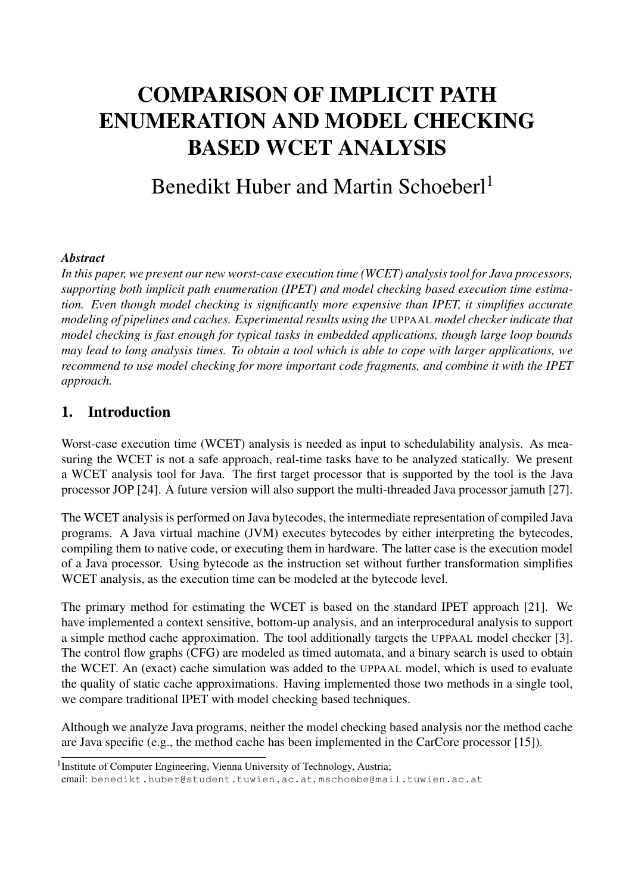# COMPARISON OF IMPLICIT PATH ENUMERATION AND MODEL CHECKING BASED WCET ANALYSIS

Benedikt Huber and Martin Schoeberl[1]

***Abstract***

*In this paper, we present our new worst-case execution time (WCET) analysis tool for Java processors, supporting both implicit path enumeration (IPET) and model checking based execution time estimation. Even though model checking is significantly more expensive than IPET, it simplifies accurate modeling of pipelines and caches. Experimental results using the UPPAAL model checker indicate that model checking is fast enough for typical tasks in embedded applications, though large loop bounds may lead to long analysis times. To obtain a tool which is able to cope with larger applications, we recommend to use model checking for more important code fragments, and combine it with the IPET approach.*

## 1. Introduction

Worst-case execution time (WCET) analysis is needed as input to schedulability analysis. As measuring the WCET is not a safe approach, real-time tasks have to be analyzed statically. We present a WCET analysis tool for Java. The first target processor that is supported by the tool is the Java processor JOP [24]. A future version will also support the multi-threaded Java processor jamuth [27].

The WCET analysis is performed on Java bytecodes, the intermediate representation of compiled Java programs. A Java virtual machine (JVM) executes bytecodes by either interpreting the bytecodes, compiling them to native code, or executing them in hardware. The latter case is the execution model of a Java processor. Using bytecode as the instruction set without further transformation simplifies WCET analysis, as the execution time can be modeled at the bytecode level.

The primary method for estimating the WCET is based on the standard IPET approach [21]. We have implemented a context sensitive, bottom-up analysis, and an interprocedural analysis to support a simple method cache approximation. The tool additionally targets the UPPAAL model checker [3]. The control flow graphs (CFG) are modeled as timed automata, and a binary search is used to obtain the WCET. An (exact) cache simulation was added to the UPPAAL model, which is used to evaluate the quality of static cache approximations. Having implemented those two methods in a single tool, we compare traditional IPET with model checking based techniques.

Although we analyze Java programs, neither the model checking based analysis nor the method cache are Java specific (e.g., the method cache has been implemented in the CarCore processor [15]).

[1] Institute of Computer Engineering, Vienna University of Technology, Austria;
email: benedikt.huber@student.tuwien.ac.at, mschoebe@mail.tuwien.ac.at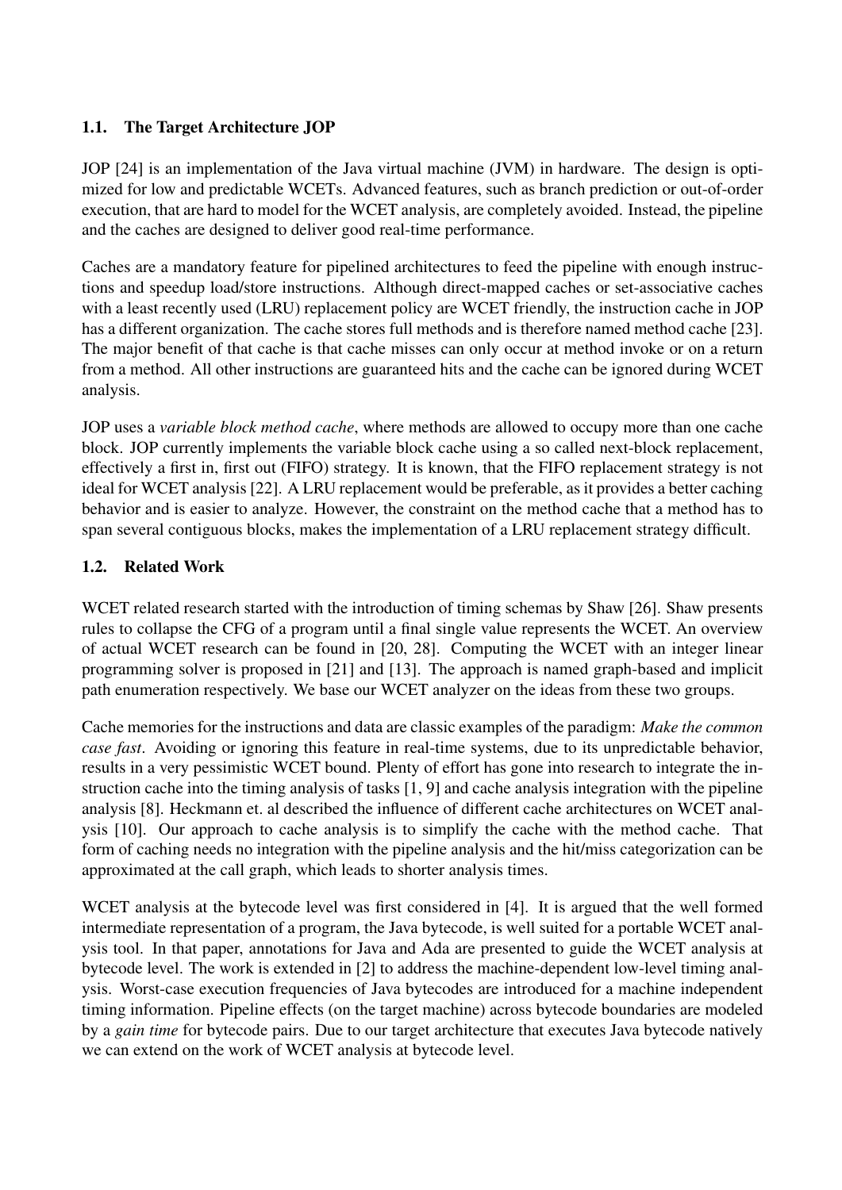### 1.1. The Target Architecture JOP

JOP [24] is an implementation of the Java virtual machine (JVM) in hardware. The design is optimized for low and predictable WCETs. Advanced features, such as branch prediction or out-of-order execution, that are hard to model for the WCET analysis, are completely avoided. Instead, the pipeline and the caches are designed to deliver good real-time performance.

Caches are a mandatory feature for pipelined architectures to feed the pipeline with enough instructions and speedup load/store instructions. Although direct-mapped caches or set-associative caches with a least recently used (LRU) replacement policy are WCET friendly, the instruction cache in JOP has a different organization. The cache stores full methods and is therefore named method cache [23]. The major benefit of that cache is that cache misses can only occur at method invoke or on a return from a method. All other instructions are guaranteed hits and the cache can be ignored during WCET analysis.

JOP uses a *variable block method cache*, where methods are allowed to occupy more than one cache block. JOP currently implements the variable block cache using a so called next-block replacement, effectively a first in, first out (FIFO) strategy. It is known, that the FIFO replacement strategy is not ideal for WCET analysis [22]. A LRU replacement would be preferable, as it provides a better caching behavior and is easier to analyze. However, the constraint on the method cache that a method has to span several contiguous blocks, makes the implementation of a LRU replacement strategy difficult.

### 1.2. Related Work

WCET related research started with the introduction of timing schemas by Shaw [26]. Shaw presents rules to collapse the CFG of a program until a final single value represents the WCET. An overview of actual WCET research can be found in [20, 28]. Computing the WCET with an integer linear programming solver is proposed in [21] and [13]. The approach is named graph-based and implicit path enumeration respectively. We base our WCET analyzer on the ideas from these two groups.

Cache memories for the instructions and data are classic examples of the paradigm: *Make the common case fast*. Avoiding or ignoring this feature in real-time systems, due to its unpredictable behavior, results in a very pessimistic WCET bound. Plenty of effort has gone into research to integrate the instruction cache into the timing analysis of tasks [1, 9] and cache analysis integration with the pipeline analysis [8]. Heckmann et. al described the influence of different cache architectures on WCET analysis [10]. Our approach to cache analysis is to simplify the cache with the method cache. That form of caching needs no integration with the pipeline analysis and the hit/miss categorization can be approximated at the call graph, which leads to shorter analysis times.

WCET analysis at the bytecode level was first considered in [4]. It is argued that the well formed intermediate representation of a program, the Java bytecode, is well suited for a portable WCET analysis tool. In that paper, annotations for Java and Ada are presented to guide the WCET analysis at bytecode level. The work is extended in [2] to address the machine-dependent low-level timing analysis. Worst-case execution frequencies of Java bytecodes are introduced for a machine independent timing information. Pipeline effects (on the target machine) across bytecode boundaries are modeled by a *gain time* for bytecode pairs. Due to our target architecture that executes Java bytecode natively we can extend on the work of WCET analysis at bytecode level.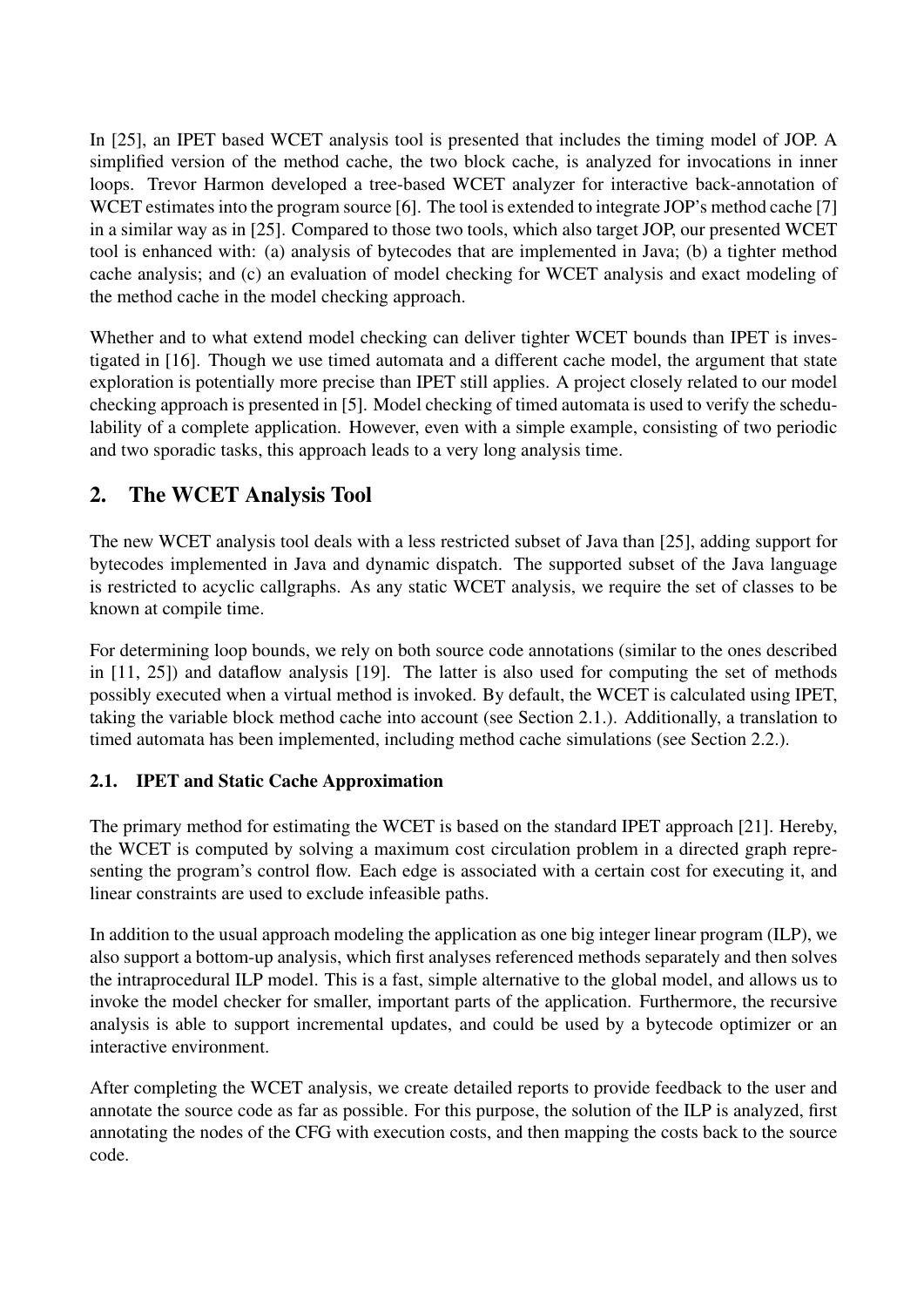In [25], an IPET based WCET analysis tool is presented that includes the timing model of JOP. A simplified version of the method cache, the two block cache, is analyzed for invocations in inner loops. Trevor Harmon developed a tree-based WCET analyzer for interactive back-annotation of WCET estimates into the program source [6]. The tool is extended to integrate JOP's method cache [7] in a similar way as in [25]. Compared to those two tools, which also target JOP, our presented WCET tool is enhanced with: (a) analysis of bytecodes that are implemented in Java; (b) a tighter method cache analysis; and (c) an evaluation of model checking for WCET analysis and exact modeling of the method cache in the model checking approach.

Whether and to what extend model checking can deliver tighter WCET bounds than IPET is investigated in [16]. Though we use timed automata and a different cache model, the argument that state exploration is potentially more precise than IPET still applies. A project closely related to our model checking approach is presented in [5]. Model checking of timed automata is used to verify the schedulability of a complete application. However, even with a simple example, consisting of two periodic and two sporadic tasks, this approach leads to a very long analysis time.

## 2. The WCET Analysis Tool

The new WCET analysis tool deals with a less restricted subset of Java than [25], adding support for bytecodes implemented in Java and dynamic dispatch. The supported subset of the Java language is restricted to acyclic callgraphs. As any static WCET analysis, we require the set of classes to be known at compile time.

For determining loop bounds, we rely on both source code annotations (similar to the ones described in [11, 25]) and dataflow analysis [19]. The latter is also used for computing the set of methods possibly executed when a virtual method is invoked. By default, the WCET is calculated using IPET, taking the variable block method cache into account (see Section 2.1.). Additionally, a translation to timed automata has been implemented, including method cache simulations (see Section 2.2.).

### 2.1. IPET and Static Cache Approximation

The primary method for estimating the WCET is based on the standard IPET approach [21]. Hereby, the WCET is computed by solving a maximum cost circulation problem in a directed graph representing the program's control flow. Each edge is associated with a certain cost for executing it, and linear constraints are used to exclude infeasible paths.

In addition to the usual approach modeling the application as one big integer linear program (ILP), we also support a bottom-up analysis, which first analyses referenced methods separately and then solves the intraprocedural ILP model. This is a fast, simple alternative to the global model, and allows us to invoke the model checker for smaller, important parts of the application. Furthermore, the recursive analysis is able to support incremental updates, and could be used by a bytecode optimizer or an interactive environment.

After completing the WCET analysis, we create detailed reports to provide feedback to the user and annotate the source code as far as possible. For this purpose, the solution of the ILP is analyzed, first annotating the nodes of the CFG with execution costs, and then mapping the costs back to the source code.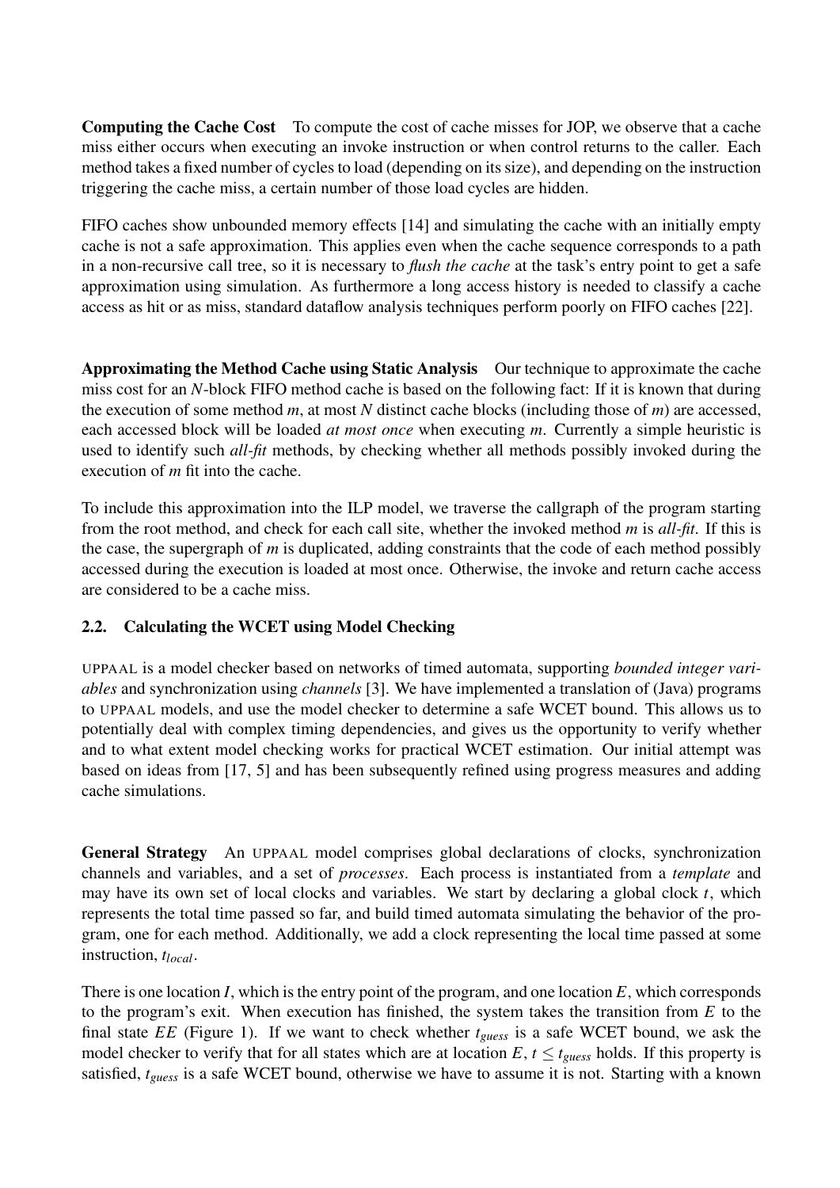**Computing the Cache Cost** To compute the cost of cache misses for JOP, we observe that a cache miss either occurs when executing an invoke instruction or when control returns to the caller. Each method takes a fixed number of cycles to load (depending on its size), and depending on the instruction triggering the cache miss, a certain number of those load cycles are hidden.

FIFO caches show unbounded memory effects [14] and simulating the cache with an initially empty cache is not a safe approximation. This applies even when the cache sequence corresponds to a path in a non-recursive call tree, so it is necessary to *flush the cache* at the task's entry point to get a safe approximation using simulation. As furthermore a long access history is needed to classify a cache access as hit or as miss, standard dataflow analysis techniques perform poorly on FIFO caches [22].

**Approximating the Method Cache using Static Analysis** Our technique to approximate the cache miss cost for an $N$-block FIFO method cache is based on the following fact: If it is known that during the execution of some method $m$, at most $N$ distinct cache blocks (including those of $m$) are accessed, each accessed block will be loaded *at most once* when executing $m$. Currently a simple heuristic is used to identify such *all-fit* methods, by checking whether all methods possibly invoked during the execution of $m$ fit into the cache.

To include this approximation into the ILP model, we traverse the callgraph of the program starting from the root method, and check for each call site, whether the invoked method $m$ is *all-fit*. If this is the case, the supergraph of $m$ is duplicated, adding constraints that the code of each method possibly accessed during the execution is loaded at most once. Otherwise, the invoke and return cache access are considered to be a cache miss.

### 2.2. Calculating the WCET using Model Checking

UPPAAL is a model checker based on networks of timed automata, supporting *bounded integer variables* and synchronization using *channels* [3]. We have implemented a translation of (Java) programs to UPPAAL models, and use the model checker to determine a safe WCET bound. This allows us to potentially deal with complex timing dependencies, and gives us the opportunity to verify whether and to what extent model checking works for practical WCET estimation. Our initial attempt was based on ideas from [17, 5] and has been subsequently refined using progress measures and adding cache simulations.

**General Strategy** An UPPAAL model comprises global declarations of clocks, synchronization channels and variables, and a set of *processes*. Each process is instantiated from a *template* and may have its own set of local clocks and variables. We start by declaring a global clock $t$, which represents the total time passed so far, and build timed automata simulating the behavior of the program, one for each method. Additionally, we add a clock representing the local time passed at some instruction, $t_{local}$.

There is one location $I$, which is the entry point of the program, and one location $E$, which corresponds to the program's exit. When execution has finished, the system takes the transition from $E$ to the final state $EE$ (Figure 1). If we want to check whether $t_{guess}$ is a safe WCET bound, we ask the model checker to verify that for all states which are at location $E$, $t \leq t_{guess}$ holds. If this property is satisfied, $t_{guess}$ is a safe WCET bound, otherwise we have to assume it is not. Starting with a known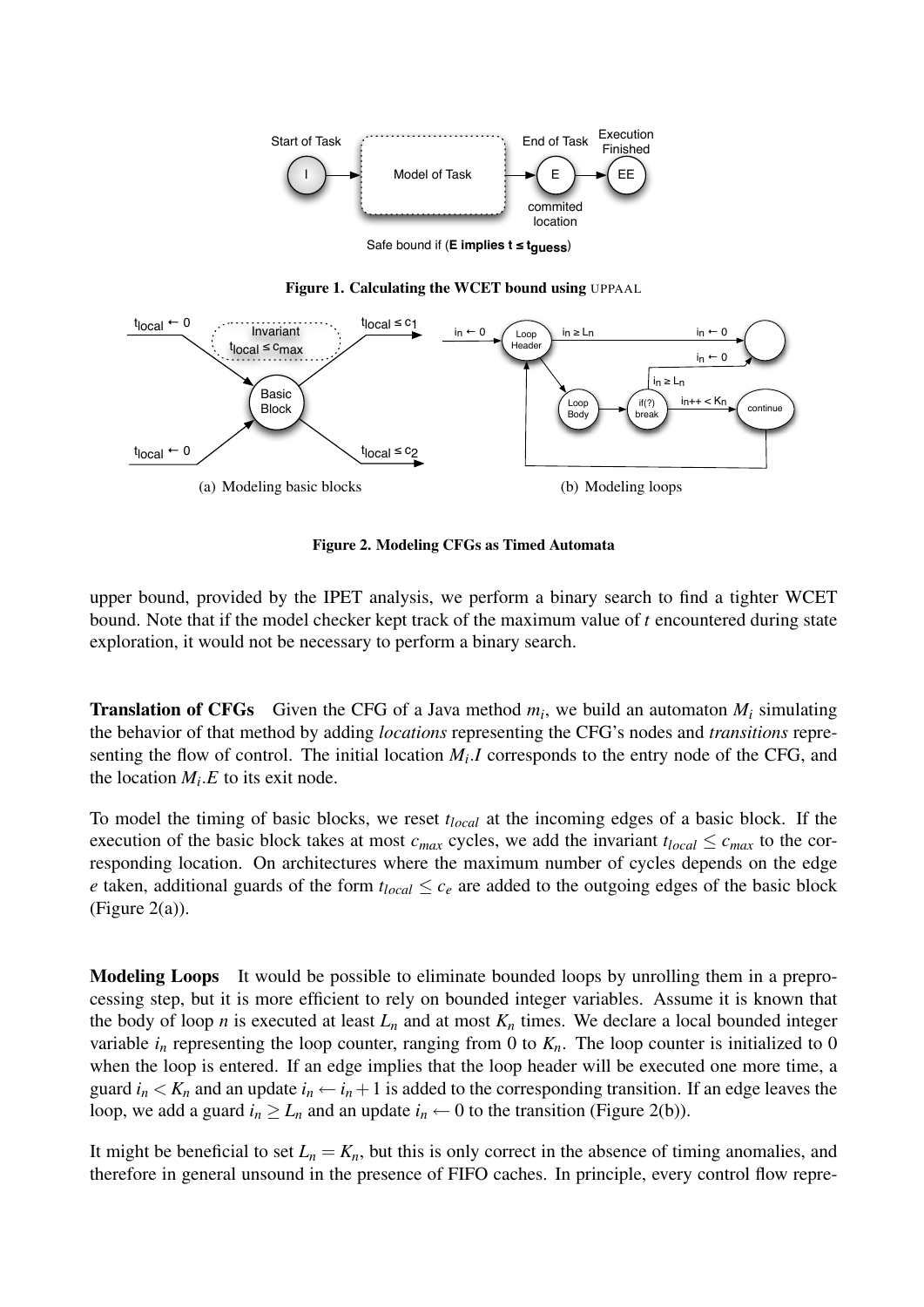Figure 1. Calculating the WCET bound using UPPAAL

Figure 2. Modeling CFGs as Timed Automata

(a) Modeling basic blocks

(b) Modeling loops

upper bound, provided by the IPET analysis, we perform a binary search to find a tighter WCET bound. Note that if the model checker kept track of the maximum value of $t$ encountered during state exploration, it would not be necessary to perform a binary search.

**Translation of CFGs** Given the CFG of a Java method $m_i$, we build an automaton $M_i$ simulating the behavior of that method by adding *locations* representing the CFG's nodes and *transitions* representing the flow of control. The initial location $M_i.I$ corresponds to the entry node of the CFG, and the location $M_i.E$ to its exit node.

To model the timing of basic blocks, we reset $t_{local}$ at the incoming edges of a basic block. If the execution of the basic block takes at most $c_{max}$ cycles, we add the invariant $t_{local} \leq c_{max}$ to the corresponding location. On architectures where the maximum number of cycles depends on the edge $e$ taken, additional guards of the form $t_{local} \leq c_e$ are added to the outgoing edges of the basic block (Figure 2(a)).

**Modeling Loops** It would be possible to eliminate bounded loops by unrolling them in a preprocessing step, but it is more efficient to rely on bounded integer variables. Assume it is known that the body of loop $n$ is executed at least $L_n$ and at most $K_n$ times. We declare a local bounded integer variable $i_n$ representing the loop counter, ranging from 0 to $K_n$. The loop counter is initialized to 0 when the loop is entered. If an edge implies that the loop header will be executed one more time, a guard $i_n < K_n$ and an update $i_n \leftarrow i_n + 1$ is added to the corresponding transition. If an edge leaves the loop, we add a guard $i_n \geq L_n$ and an update $i_n \leftarrow 0$ to the transition (Figure 2(b)).

It might be beneficial to set $L_n = K_n$, but this is only correct in the absence of timing anomalies, and therefore in general unsound in the presence of FIFO caches. In principle, every control flow repre-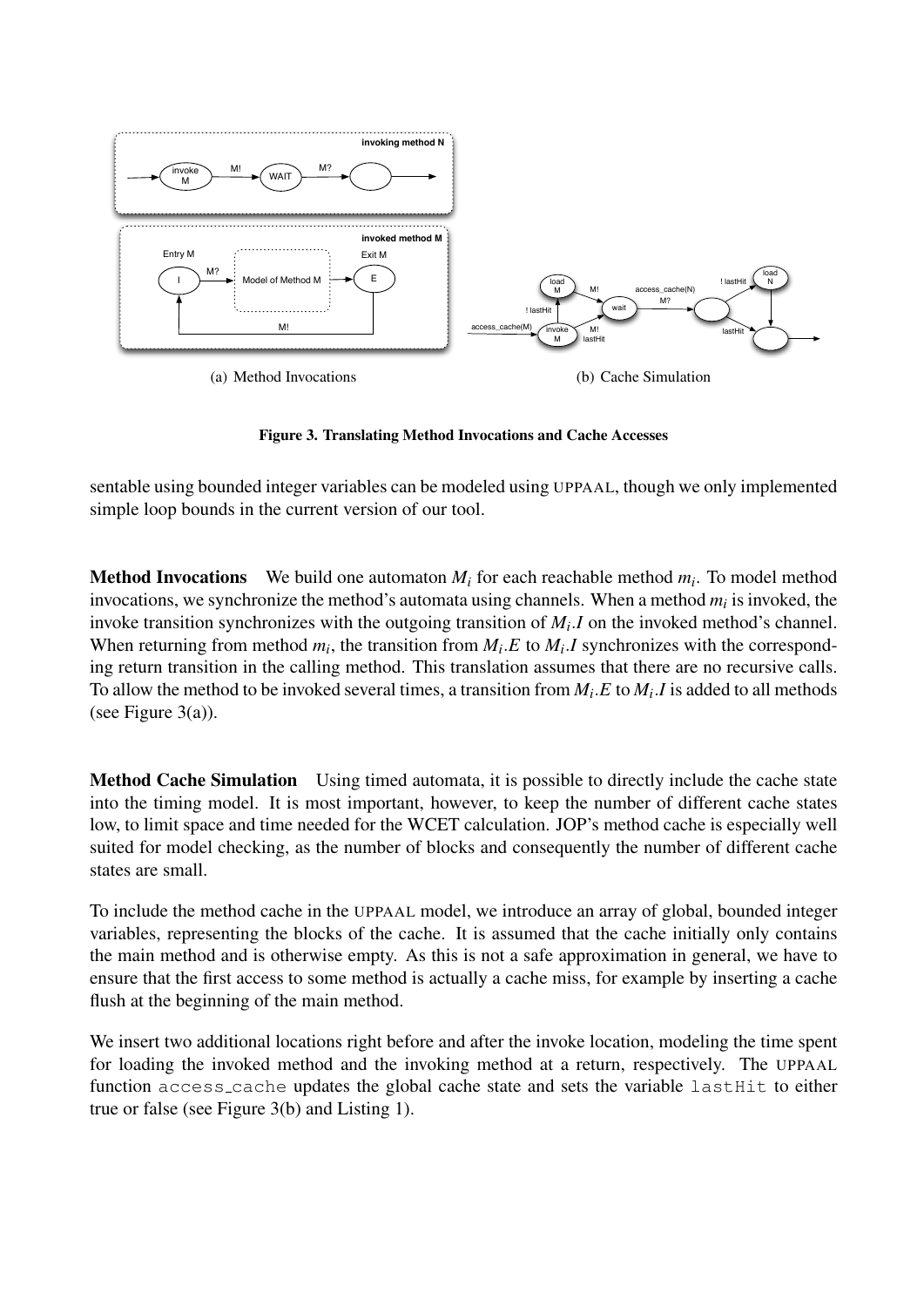(a) Method Invocations

(b) Cache Simulation

**Figure 3. Translating Method Invocations and Cache Accesses**

sentable using bounded integer variables can be modeled using UPPAAL, though we only implemented simple loop bounds in the current version of our tool.

**Method Invocations** We build one automaton $M_i$ for each reachable method $m_i$. To model method invocations, we synchronize the method's automata using channels. When a method $m_i$ is invoked, the invoke transition synchronizes with the outgoing transition of $M_i.I$ on the invoked method's channel. When returning from method $m_i$, the transition from $M_i.E$ to $M_i.I$ synchronizes with the corresponding return transition in the calling method. This translation assumes that there are no recursive calls. To allow the method to be invoked several times, a transition from $M_i.E$ to $M_i.I$ is added to all methods (see Figure 3(a)).

**Method Cache Simulation** Using timed automata, it is possible to directly include the cache state into the timing model. It is most important, however, to keep the number of different cache states low, to limit space and time needed for the WCET calculation. JOP's method cache is especially well suited for model checking, as the number of blocks and consequently the number of different cache states are small.

To include the method cache in the UPPAAL model, we introduce an array of global, bounded integer variables, representing the blocks of the cache. It is assumed that the cache initially only contains the main method and is otherwise empty. As this is not a safe approximation in general, we have to ensure that the first access to some method is actually a cache miss, for example by inserting a cache flush at the beginning of the main method.

We insert two additional locations right before and after the invoke location, modeling the time spent for loading the invoked method and the invoking method at a return, respectively. The UPPAAL function `access_cache` updates the global cache state and sets the variable `lastHit` to either true or false (see Figure 3(b) and Listing 1).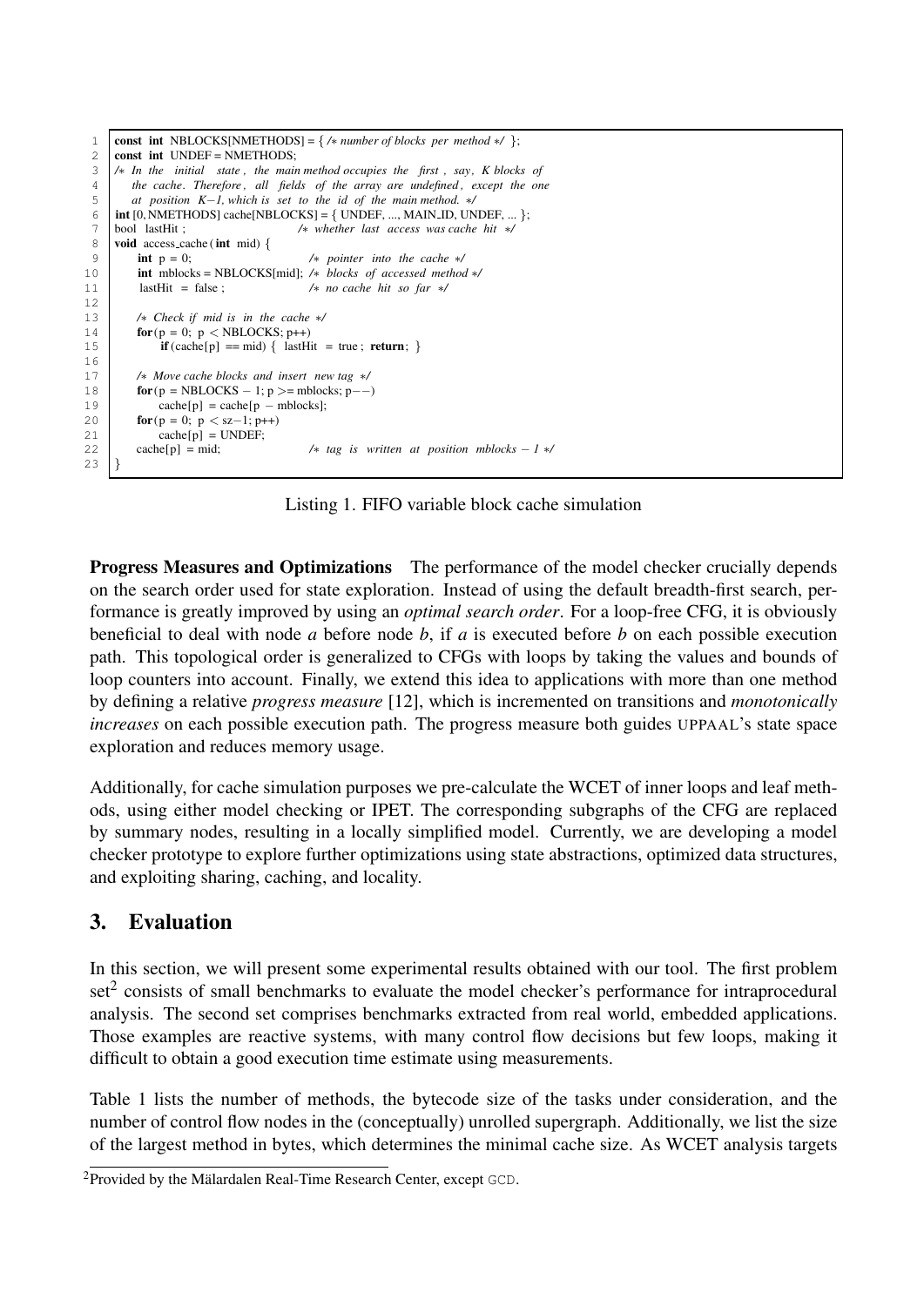```
const int NBLOCKS[NMETHODS] = { /* number of blocks per method */ };
const int UNDEF = NMETHODS;
/* In the initial state, the main method occupies the first, say, K blocks of
   the cache. Therefore, all fields of the array are undefined, except the one
   at position K-1, which is set to the id of the main method. */
int[0, NMETHODS] cache[NBLOCKS] = { UNDEF, ..., MAIN_ID, UNDEF, ... };
bool lastHit;                         /* whether last access was cache hit */
void access_cache(int mid) {
    int p = 0;                        /* pointer into the cache */
    int mblocks = NBLOCKS[mid];       /* blocks of accessed method */
    lastHit = false;                  /* no cache hit so far */

    /* Check if mid is in the cache */
    for(p = 0; p < NBLOCKS; p++)
        if(cache[p] == mid) { lastHit = true; return; }

    /* Move cache blocks and insert new tag */
    for(p = NBLOCKS - 1; p >= mblocks; p--)
        cache[p] = cache[p - mblocks];
    for(p = 0; p < sz-1; p++)
        cache[p] = UNDEF;
    cache[p] = mid;                   /* tag is written at position mblocks - 1 */
}
```

Listing 1. FIFO variable block cache simulation

**Progress Measures and Optimizations** The performance of the model checker crucially depends on the search order used for state exploration. Instead of using the default breadth-first search, performance is greatly improved by using an *optimal search order*. For a loop-free CFG, it is obviously beneficial to deal with node *a* before node *b*, if *a* is executed before *b* on each possible execution path. This topological order is generalized to CFGs with loops by taking the values and bounds of loop counters into account. Finally, we extend this idea to applications with more than one method by defining a relative *progress measure* [12], which is incremented on transitions and *monotonically increases* on each possible execution path. The progress measure both guides UPPAAL's state space exploration and reduces memory usage.

Additionally, for cache simulation purposes we pre-calculate the WCET of inner loops and leaf methods, using either model checking or IPET. The corresponding subgraphs of the CFG are replaced by summary nodes, resulting in a locally simplified model. Currently, we are developing a model checker prototype to explore further optimizations using state abstractions, optimized data structures, and exploiting sharing, caching, and locality.

## 3. Evaluation

In this section, we will present some experimental results obtained with our tool. The first problem set[2] consists of small benchmarks to evaluate the model checker's performance for intraprocedural analysis. The second set comprises benchmarks extracted from real world, embedded applications. Those examples are reactive systems, with many control flow decisions but few loops, making it difficult to obtain a good execution time estimate using measurements.

Table 1 lists the number of methods, the bytecode size of the tasks under consideration, and the number of control flow nodes in the (conceptually) unrolled supergraph. Additionally, we list the size of the largest method in bytes, which determines the minimal cache size. As WCET analysis targets

[2] Provided by the Mälardalen Real-Time Research Center, except GCD.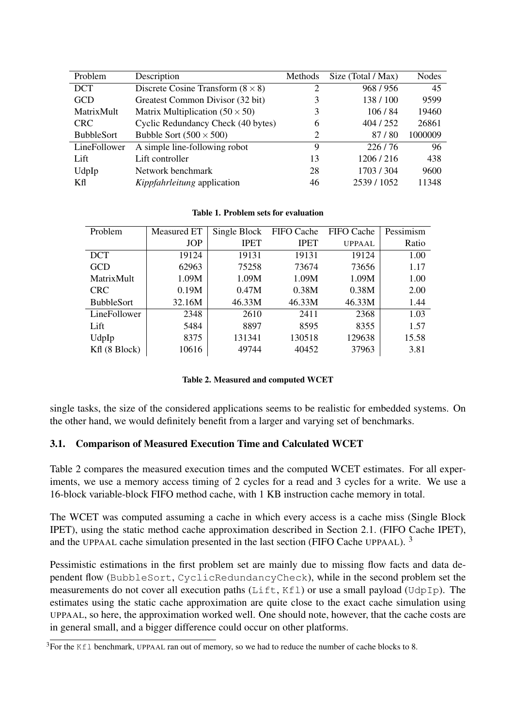| Problem | Description | Methods | Size (Total / Max) | Nodes |
|---|---|---|---|---|
| DCT | Discrete Cosine Transform ($8 \times 8$) | 2 | 968 / 956 | 45 |
| GCD | Greatest Common Divisor (32 bit) | 3 | 138 / 100 | 9599 |
| MatrixMult | Matrix Multiplication ($50 \times 50$) | 3 | 106 / 84 | 19460 |
| CRC | Cyclic Redundancy Check (40 bytes) | 6 | 404 / 252 | 26861 |
| BubbleSort | Bubble Sort ($500 \times 500$) | 2 | 87 / 80 | 1000009 |
| LineFollower | A simple line-following robot | 9 | 226 / 76 | 96 |
| Lift | Lift controller | 13 | 1206 / 216 | 438 |
| UdpIp | Network benchmark | 28 | 1703 / 304 | 9600 |
| Kfl | *Kippfahrleitung* application | 46 | 2539 / 1052 | 11348 |

**Table 1. Problem sets for evaluation**

| Problem | Measured ET JOP | Single Block IPET | FIFO Cache IPET | FIFO Cache UPPAAL | Pessimism Ratio |
|---|---|---|---|---|---|
| DCT | 19124 | 19131 | 19131 | 19124 | 1.00 |
| GCD | 62963 | 75258 | 73674 | 73656 | 1.17 |
| MatrixMult | 1.09M | 1.09M | 1.09M | 1.09M | 1.00 |
| CRC | 0.19M | 0.47M | 0.38M | 0.38M | 2.00 |
| BubbleSort | 32.16M | 46.33M | 46.33M | 46.33M | 1.44 |
| LineFollower | 2348 | 2610 | 2411 | 2368 | 1.03 |
| Lift | 5484 | 8897 | 8595 | 8355 | 1.57 |
| UdpIp | 8375 | 131341 | 130518 | 129638 | 15.58 |
| Kfl (8 Block) | 10616 | 49744 | 40452 | 37963 | 3.81 |

**Table 2. Measured and computed WCET**

single tasks, the size of the considered applications seems to be realistic for embedded systems. On the other hand, we would definitely benefit from a larger and varying set of benchmarks.

### 3.1. Comparison of Measured Execution Time and Calculated WCET

Table 2 compares the measured execution times and the computed WCET estimates. For all experiments, we use a memory access timing of 2 cycles for a read and 3 cycles for a write. We use a 16-block variable-block FIFO method cache, with 1 KB instruction cache memory in total.

The WCET was computed assuming a cache in which every access is a cache miss (Single Block IPET), using the static method cache approximation described in Section 2.1. (FIFO Cache IPET), and the UPPAAL cache simulation presented in the last section (FIFO Cache UPPAAL). [3]

Pessimistic estimations in the first problem set are mainly due to missing flow facts and data dependent flow (`BubbleSort`, `CyclicRedundancyCheck`), while in the second problem set the measurements do not cover all execution paths (`Lift`, `Kfl`) or use a small payload (`UdpIp`). The estimates using the static cache approximation are quite close to the exact cache simulation using UPPAAL, so here, the approximation worked well. One should note, however, that the cache costs are in general small, and a bigger difference could occur on other platforms.

[3] For the `Kfl` benchmark, UPPAAL ran out of memory, so we had to reduce the number of cache blocks to 8.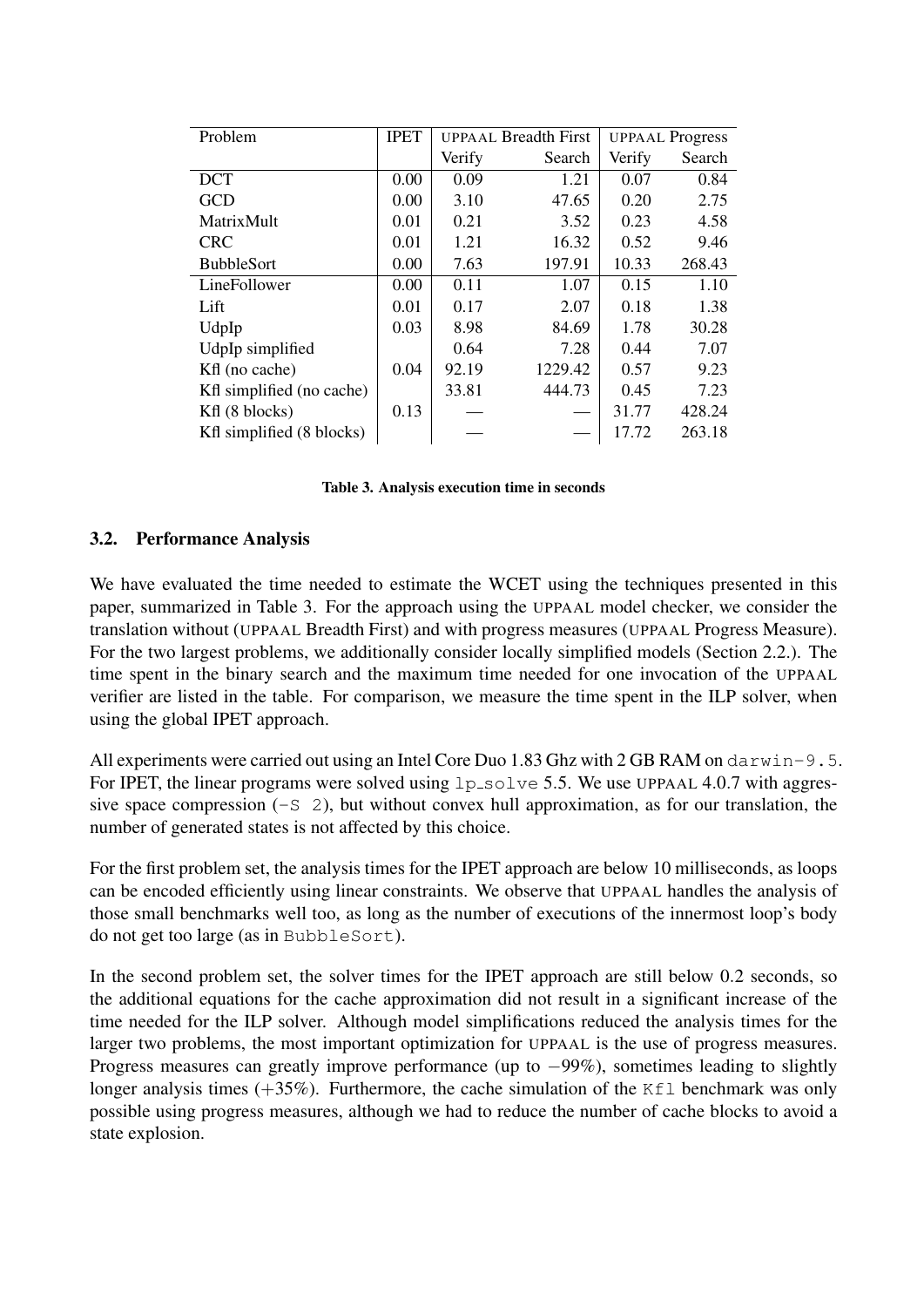| Problem | IPET | UPPAAL Breadth First | | UPPAAL Progress | |
|---|---|---|---|---|---|
| | | Verify | Search | Verify | Search |
| DCT | 0.00 | 0.09 | 1.21 | 0.07 | 0.84 |
| GCD | 0.00 | 3.10 | 47.65 | 0.20 | 2.75 |
| MatrixMult | 0.01 | 0.21 | 3.52 | 0.23 | 4.58 |
| CRC | 0.01 | 1.21 | 16.32 | 0.52 | 9.46 |
| BubbleSort | 0.00 | 7.63 | 197.91 | 10.33 | 268.43 |
| LineFollower | 0.00 | 0.11 | 1.07 | 0.15 | 1.10 |
| Lift | 0.01 | 0.17 | 2.07 | 0.18 | 1.38 |
| UdpIp | 0.03 | 8.98 | 84.69 | 1.78 | 30.28 |
| UdpIp simplified | | 0.64 | 7.28 | 0.44 | 7.07 |
| Kfl (no cache) | 0.04 | 92.19 | 1229.42 | 0.57 | 9.23 |
| Kfl simplified (no cache) | | 33.81 | 444.73 | 0.45 | 7.23 |
| Kfl (8 blocks) | 0.13 | — | — | 31.77 | 428.24 |
| Kfl simplified (8 blocks) | | — | — | 17.72 | 263.18 |

**Table 3. Analysis execution time in seconds**

### 3.2. Performance Analysis

We have evaluated the time needed to estimate the WCET using the techniques presented in this paper, summarized in Table 3. For the approach using the UPPAAL model checker, we consider the translation without (UPPAAL Breadth First) and with progress measures (UPPAAL Progress Measure). For the two largest problems, we additionally consider locally simplified models (Section 2.2.). The time spent in the binary search and the maximum time needed for one invocation of the UPPAAL verifier are listed in the table. For comparison, we measure the time spent in the ILP solver, when using the global IPET approach.

All experiments were carried out using an Intel Core Duo 1.83 Ghz with 2 GB RAM on `darwin-9.5`. For IPET, the linear programs were solved using `lp_solve` 5.5. We use UPPAAL 4.0.7 with aggressive space compression (`-S 2`), but without convex hull approximation, as for our translation, the number of generated states is not affected by this choice.

For the first problem set, the analysis times for the IPET approach are below 10 milliseconds, as loops can be encoded efficiently using linear constraints. We observe that UPPAAL handles the analysis of those small benchmarks well too, as long as the number of executions of the innermost loop's body do not get too large (as in `BubbleSort`).

In the second problem set, the solver times for the IPET approach are still below 0.2 seconds, so the additional equations for the cache approximation did not result in a significant increase of the time needed for the ILP solver. Although model simplifications reduced the analysis times for the larger two problems, the most important optimization for UPPAAL is the use of progress measures. Progress measures can greatly improve performance (up to $-99\%$), sometimes leading to slightly longer analysis times ($+35\%$). Furthermore, the cache simulation of the `Kfl` benchmark was only possible using progress measures, although we had to reduce the number of cache blocks to avoid a state explosion.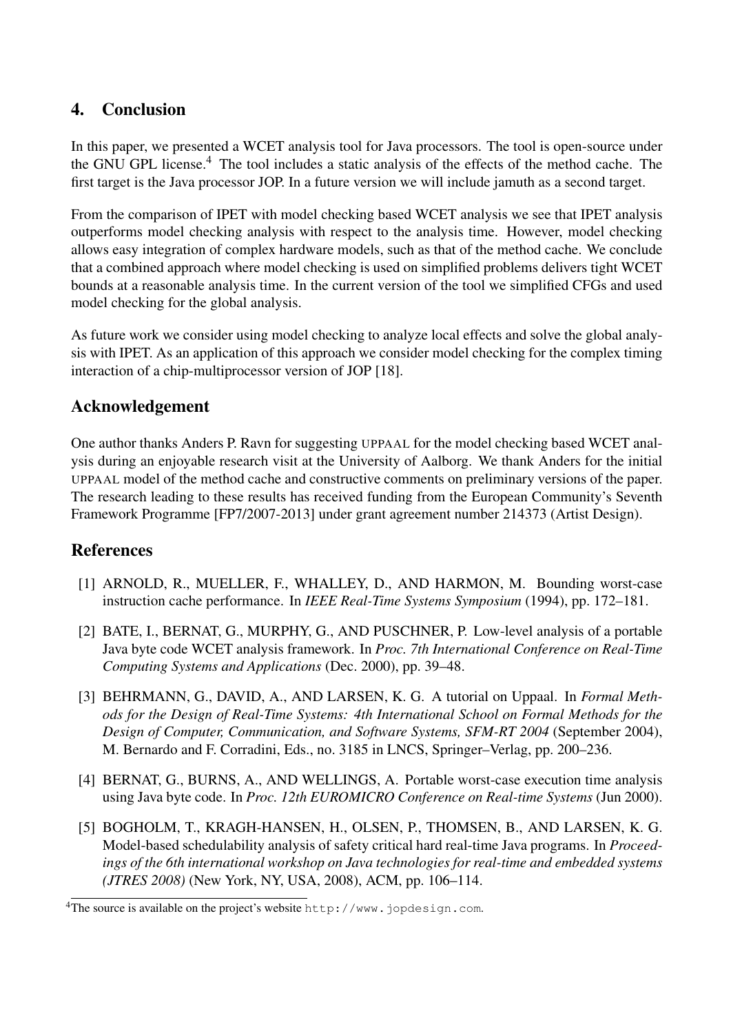## 4. Conclusion

In this paper, we presented a WCET analysis tool for Java processors. The tool is open-source under the GNU GPL license.[4] The tool includes a static analysis of the effects of the method cache. The first target is the Java processor JOP. In a future version we will include jamuth as a second target.

From the comparison of IPET with model checking based WCET analysis we see that IPET analysis outperforms model checking analysis with respect to the analysis time. However, model checking allows easy integration of complex hardware models, such as that of the method cache. We conclude that a combined approach where model checking is used on simplified problems delivers tight WCET bounds at a reasonable analysis time. In the current version of the tool we simplified CFGs and used model checking for the global analysis.

As future work we consider using model checking to analyze local effects and solve the global analysis with IPET. As an application of this approach we consider model checking for the complex timing interaction of a chip-multiprocessor version of JOP [18].

### Acknowledgement

One author thanks Anders P. Ravn for suggesting UPPAAL for the model checking based WCET analysis during an enjoyable research visit at the University of Aalborg. We thank Anders for the initial UPPAAL model of the method cache and constructive comments on preliminary versions of the paper. The research leading to these results has received funding from the European Community's Seventh Framework Programme [FP7/2007-2013] under grant agreement number 214373 (Artist Design).

### References

[1] ARNOLD, R., MUELLER, F., WHALLEY, D., AND HARMON, M. Bounding worst-case instruction cache performance. In *IEEE Real-Time Systems Symposium* (1994), pp. 172–181.

[2] BATE, I., BERNAT, G., MURPHY, G., AND PUSCHNER, P. Low-level analysis of a portable Java byte code WCET analysis framework. In *Proc. 7th International Conference on Real-Time Computing Systems and Applications* (Dec. 2000), pp. 39–48.

[3] BEHRMANN, G., DAVID, A., AND LARSEN, K. G. A tutorial on Uppaal. In *Formal Methods for the Design of Real-Time Systems: 4th International School on Formal Methods for the Design of Computer, Communication, and Software Systems, SFM-RT 2004* (September 2004), M. Bernardo and F. Corradini, Eds., no. 3185 in LNCS, Springer–Verlag, pp. 200–236.

[4] BERNAT, G., BURNS, A., AND WELLINGS, A. Portable worst-case execution time analysis using Java byte code. In *Proc. 12th EUROMICRO Conference on Real-time Systems* (Jun 2000).

[5] BOGHOLM, T., KRAGH-HANSEN, H., OLSEN, P., THOMSEN, B., AND LARSEN, K. G. Model-based schedulability analysis of safety critical hard real-time Java programs. In *Proceedings of the 6th international workshop on Java technologies for real-time and embedded systems (JTRES 2008)* (New York, NY, USA, 2008), ACM, pp. 106–114.

[4] The source is available on the project's website `http://www.jopdesign.com`.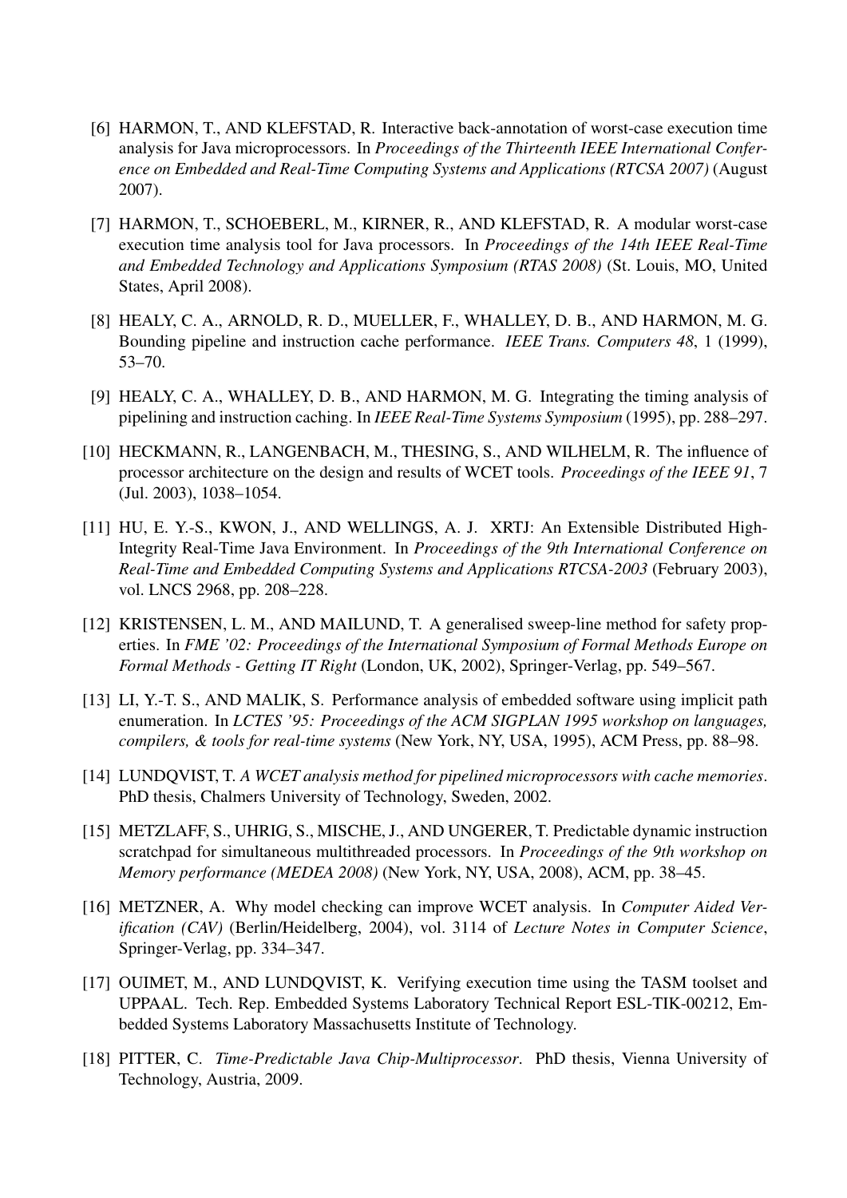[6] HARMON, T., AND KLEFSTAD, R. Interactive back-annotation of worst-case execution time analysis for Java microprocessors. In *Proceedings of the Thirteenth IEEE International Conference on Embedded and Real-Time Computing Systems and Applications (RTCSA 2007)* (August 2007).

[7] HARMON, T., SCHOEBERL, M., KIRNER, R., AND KLEFSTAD, R. A modular worst-case execution time analysis tool for Java processors. In *Proceedings of the 14th IEEE Real-Time and Embedded Technology and Applications Symposium (RTAS 2008)* (St. Louis, MO, United States, April 2008).

[8] HEALY, C. A., ARNOLD, R. D., MUELLER, F., WHALLEY, D. B., AND HARMON, M. G. Bounding pipeline and instruction cache performance. *IEEE Trans. Computers 48*, 1 (1999), 53–70.

[9] HEALY, C. A., WHALLEY, D. B., AND HARMON, M. G. Integrating the timing analysis of pipelining and instruction caching. In *IEEE Real-Time Systems Symposium* (1995), pp. 288–297.

[10] HECKMANN, R., LANGENBACH, M., THESING, S., AND WILHELM, R. The influence of processor architecture on the design and results of WCET tools. *Proceedings of the IEEE 91*, 7 (Jul. 2003), 1038–1054.

[11] HU, E. Y.-S., KWON, J., AND WELLINGS, A. J. XRTJ: An Extensible Distributed High-Integrity Real-Time Java Environment. In *Proceedings of the 9th International Conference on Real-Time and Embedded Computing Systems and Applications RTCSA-2003* (February 2003), vol. LNCS 2968, pp. 208–228.

[12] KRISTENSEN, L. M., AND MAILUND, T. A generalised sweep-line method for safety properties. In *FME '02: Proceedings of the International Symposium of Formal Methods Europe on Formal Methods - Getting IT Right* (London, UK, 2002), Springer-Verlag, pp. 549–567.

[13] LI, Y.-T. S., AND MALIK, S. Performance analysis of embedded software using implicit path enumeration. In *LCTES '95: Proceedings of the ACM SIGPLAN 1995 workshop on languages, compilers, & tools for real-time systems* (New York, NY, USA, 1995), ACM Press, pp. 88–98.

[14] LUNDQVIST, T. *A WCET analysis method for pipelined microprocessors with cache memories*. PhD thesis, Chalmers University of Technology, Sweden, 2002.

[15] METZLAFF, S., UHRIG, S., MISCHE, J., AND UNGERER, T. Predictable dynamic instruction scratchpad for simultaneous multithreaded processors. In *Proceedings of the 9th workshop on Memory performance (MEDEA 2008)* (New York, NY, USA, 2008), ACM, pp. 38–45.

[16] METZNER, A. Why model checking can improve WCET analysis. In *Computer Aided Verification (CAV)* (Berlin/Heidelberg, 2004), vol. 3114 of *Lecture Notes in Computer Science*, Springer-Verlag, pp. 334–347.

[17] OUIMET, M., AND LUNDQVIST, K. Verifying execution time using the TASM toolset and UPPAAL. Tech. Rep. Embedded Systems Laboratory Technical Report ESL-TIK-00212, Embedded Systems Laboratory Massachusetts Institute of Technology.

[18] PITTER, C. *Time-Predictable Java Chip-Multiprocessor*. PhD thesis, Vienna University of Technology, Austria, 2009.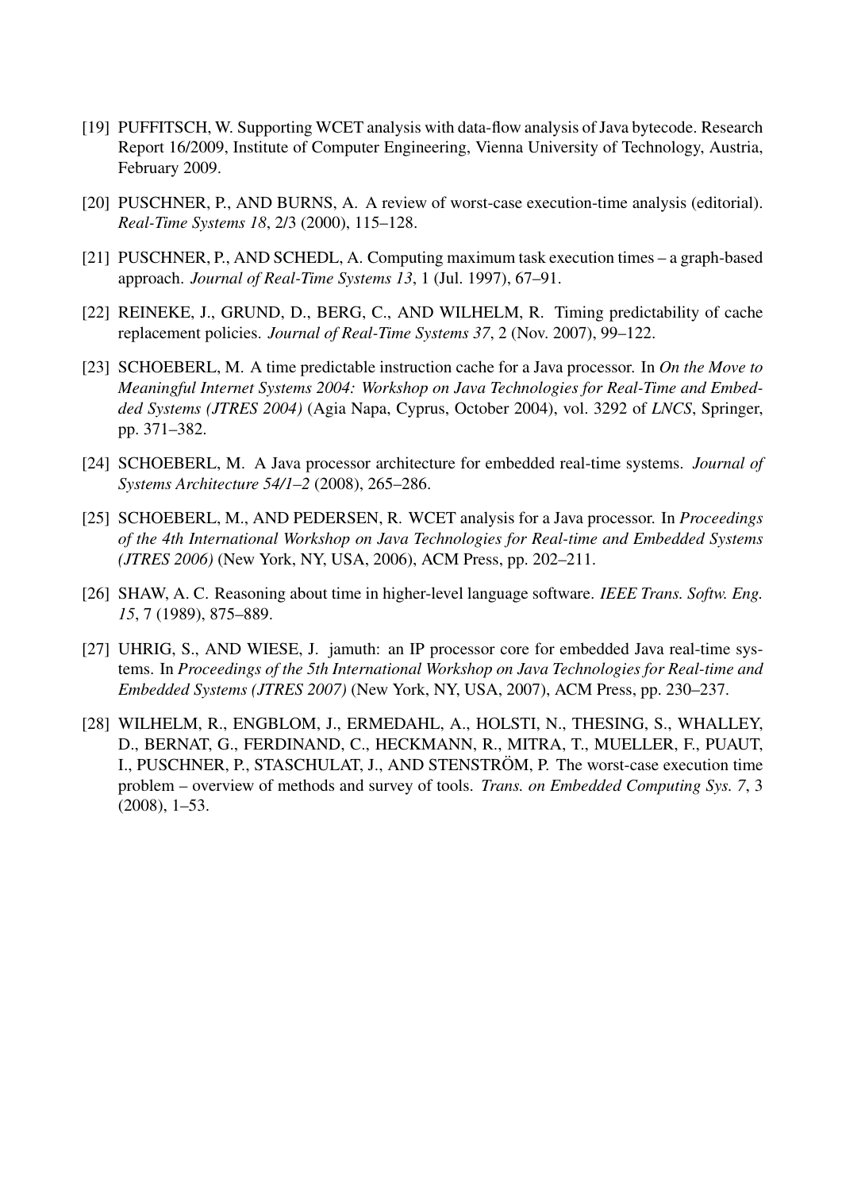[19] PUFFITSCH, W. Supporting WCET analysis with data-flow analysis of Java bytecode. Research Report 16/2009, Institute of Computer Engineering, Vienna University of Technology, Austria, February 2009.

[20] PUSCHNER, P., AND BURNS, A. A review of worst-case execution-time analysis (editorial). *Real-Time Systems 18*, 2/3 (2000), 115–128.

[21] PUSCHNER, P., AND SCHEDL, A. Computing maximum task execution times – a graph-based approach. *Journal of Real-Time Systems 13*, 1 (Jul. 1997), 67–91.

[22] REINEKE, J., GRUND, D., BERG, C., AND WILHELM, R. Timing predictability of cache replacement policies. *Journal of Real-Time Systems 37*, 2 (Nov. 2007), 99–122.

[23] SCHOEBERL, M. A time predictable instruction cache for a Java processor. In *On the Move to Meaningful Internet Systems 2004: Workshop on Java Technologies for Real-Time and Embedded Systems (JTRES 2004)* (Agia Napa, Cyprus, October 2004), vol. 3292 of *LNCS*, Springer, pp. 371–382.

[24] SCHOEBERL, M. A Java processor architecture for embedded real-time systems. *Journal of Systems Architecture 54/1–2* (2008), 265–286.

[25] SCHOEBERL, M., AND PEDERSEN, R. WCET analysis for a Java processor. In *Proceedings of the 4th International Workshop on Java Technologies for Real-time and Embedded Systems (JTRES 2006)* (New York, NY, USA, 2006), ACM Press, pp. 202–211.

[26] SHAW, A. C. Reasoning about time in higher-level language software. *IEEE Trans. Softw. Eng. 15*, 7 (1989), 875–889.

[27] UHRIG, S., AND WIESE, J. jamuth: an IP processor core for embedded Java real-time systems. In *Proceedings of the 5th International Workshop on Java Technologies for Real-time and Embedded Systems (JTRES 2007)* (New York, NY, USA, 2007), ACM Press, pp. 230–237.

[28] WILHELM, R., ENGBLOM, J., ERMEDAHL, A., HOLSTI, N., THESING, S., WHALLEY, D., BERNAT, G., FERDINAND, C., HECKMANN, R., MITRA, T., MUELLER, F., PUAUT, I., PUSCHNER, P., STASCHULAT, J., AND STENSTRÖM, P. The worst-case execution time problem – overview of methods and survey of tools. *Trans. on Embedded Computing Sys. 7*, 3 (2008), 1–53.